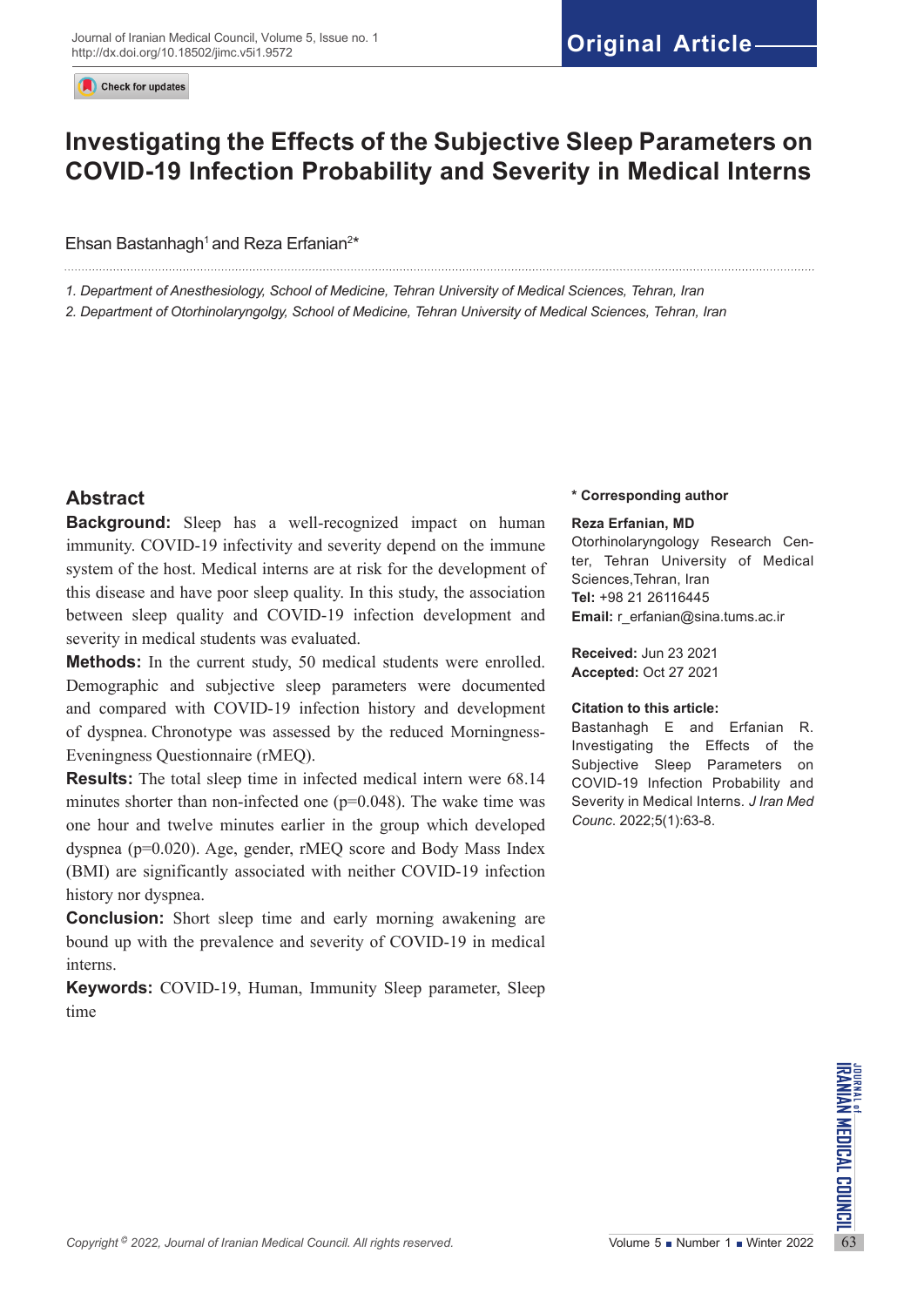# Investigating the Effects of the Subjective Sleep Parameters on COVID-19 Infection Probability and Severity in Medical Interns

Ehsan Bastanhagh[1] and Reza Erfanian[2]*

1. *Department of Anesthesiology, School of Medicine, Tehran University of Medical Sciences, Tehran, Iran*
2. *Department of Otorhinolaryngolgy, School of Medicine, Tehran University of Medical Sciences, Tehran, Iran*

## Abstract

**Background:** Sleep has a well-recognized impact on human immunity. COVID-19 infectivity and severity depend on the immune system of the host. Medical interns are at risk for the development of this disease and have poor sleep quality. In this study, the association between sleep quality and COVID-19 infection development and severity in medical students was evaluated.

**Methods:** In the current study, 50 medical students were enrolled. Demographic and subjective sleep parameters were documented and compared with COVID-19 infection history and development of dyspnea. Chronotype was assessed by the reduced Morningness-Eveningness Questionnaire (rMEQ).

**Results:** The total sleep time in infected medical intern were 68.14 minutes shorter than non-infected one (p=0.048). The wake time was one hour and twelve minutes earlier in the group which developed dyspnea (p=0.020). Age, gender, rMEQ score and Body Mass Index (BMI) are significantly associated with neither COVID-19 infection history nor dyspnea.

**Conclusion:** Short sleep time and early morning awakening are bound up with the prevalence and severity of COVID-19 in medical interns.

**Keywords:** COVID-19, Human, Immunity Sleep parameter, Sleep time

**\* Corresponding author**

**Reza Erfanian, MD**
Otorhinolaryngology Research Center, Tehran University of Medical Sciences,Tehran, Iran
**Tel:** +98 21 26116445
**Email:** r_erfanian@sina.tums.ac.ir

**Received:** Jun 23 2021
**Accepted:** Oct 27 2021

**Citation to this article:**
Bastanhagh E and Erfanian R. Investigating the Effects of the Subjective Sleep Parameters on COVID-19 Infection Probability and Severity in Medical Interns. *J Iran Med Counc*. 2022;5(1):63-8.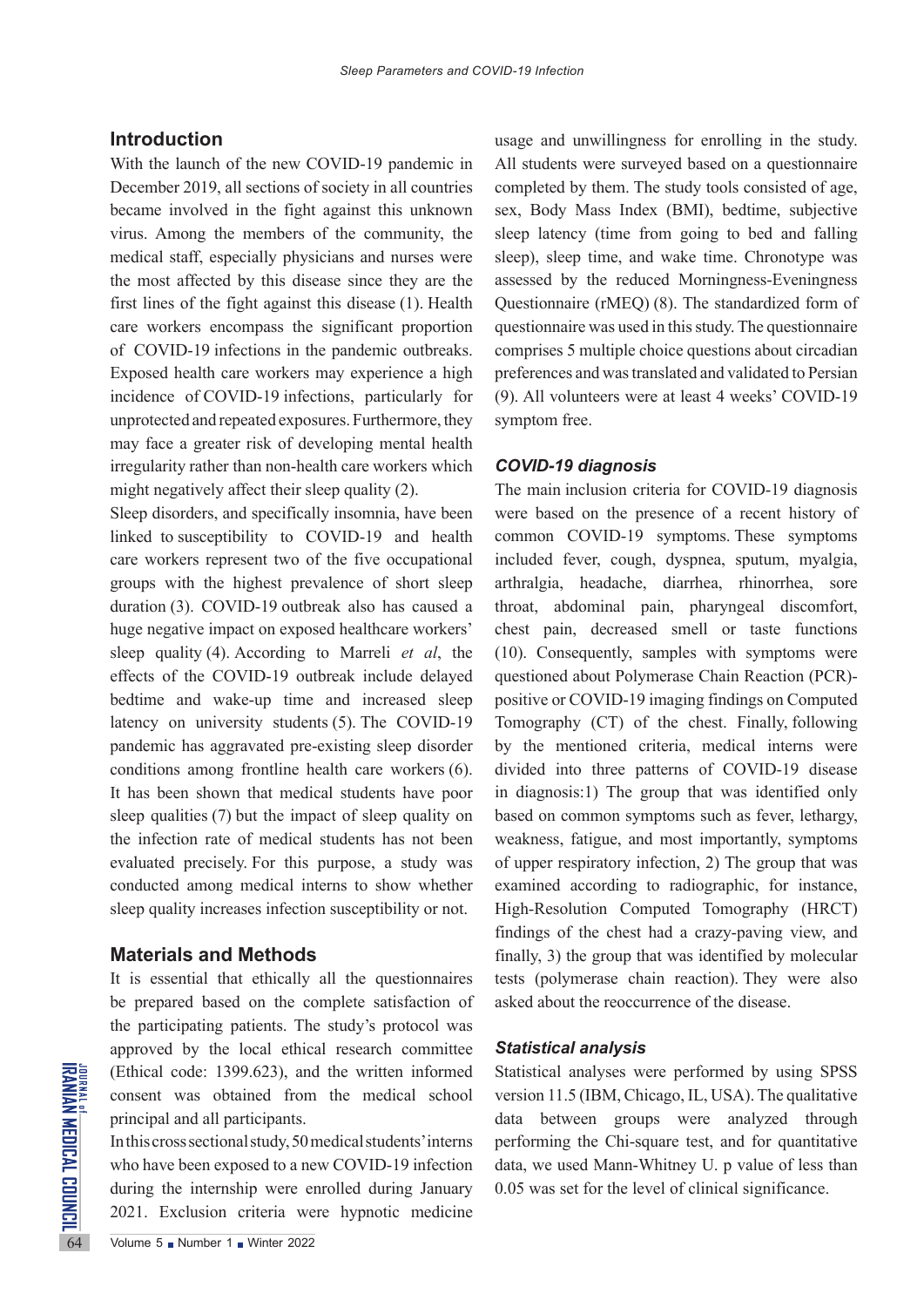## Introduction

With the launch of the new COVID-19 pandemic in December 2019, all sections of society in all countries became involved in the fight against this unknown virus. Among the members of the community, the medical staff, especially physicians and nurses were the most affected by this disease since they are the first lines of the fight against this disease (1). Health care workers encompass the significant proportion of COVID-19 infections in the pandemic outbreaks. Exposed health care workers may experience a high incidence of COVID-19 infections, particularly for unprotected and repeated exposures. Furthermore, they may face a greater risk of developing mental health irregularity rather than non-health care workers which might negatively affect their sleep quality (2).

Sleep disorders, and specifically insomnia, have been linked to susceptibility to COVID-19 and health care workers represent two of the five occupational groups with the highest prevalence of short sleep duration (3). COVID-19 outbreak also has caused a huge negative impact on exposed healthcare workers' sleep quality (4). According to Marreli *et al*, the effects of the COVID-19 outbreak include delayed bedtime and wake-up time and increased sleep latency on university students (5). The COVID-19 pandemic has aggravated pre-existing sleep disorder conditions among frontline health care workers (6). It has been shown that medical students have poor sleep qualities (7) but the impact of sleep quality on the infection rate of medical students has not been evaluated precisely. For this purpose, a study was conducted among medical interns to show whether sleep quality increases infection susceptibility or not.

## Materials and Methods

It is essential that ethically all the questionnaires be prepared based on the complete satisfaction of the participating patients. The study's protocol was approved by the local ethical research committee (Ethical code: 1399.623), and the written informed consent was obtained from the medical school principal and all participants.

In this cross sectional study, 50 medical students' interns who have been exposed to a new COVID-19 infection during the internship were enrolled during January 2021. Exclusion criteria were hypnotic medicine usage and unwillingness for enrolling in the study. All students were surveyed based on a questionnaire completed by them. The study tools consisted of age, sex, Body Mass Index (BMI), bedtime, subjective sleep latency (time from going to bed and falling sleep), sleep time, and wake time. Chronotype was assessed by the reduced Morningness-Eveningness Questionnaire (rMEQ) (8). The standardized form of questionnaire was used in this study. The questionnaire comprises 5 multiple choice questions about circadian preferences and was translated and validated to Persian (9). All volunteers were at least 4 weeks' COVID-19 symptom free.

### *COVID-19 diagnosis*

The main inclusion criteria for COVID-19 diagnosis were based on the presence of a recent history of common COVID-19 symptoms. These symptoms included fever, cough, dyspnea, sputum, myalgia, arthralgia, headache, diarrhea, rhinorrhea, sore throat, abdominal pain, pharyngeal discomfort, chest pain, decreased smell or taste functions (10). Consequently, samples with symptoms were questioned about Polymerase Chain Reaction (PCR)-positive or COVID-19 imaging findings on Computed Tomography (CT) of the chest. Finally, following by the mentioned criteria, medical interns were divided into three patterns of COVID-19 disease in diagnosis:1) The group that was identified only based on common symptoms such as fever, lethargy, weakness, fatigue, and most importantly, symptoms of upper respiratory infection, 2) The group that was examined according to radiographic, for instance, High-Resolution Computed Tomography (HRCT) findings of the chest had a crazy-paving view, and finally, 3) the group that was identified by molecular tests (polymerase chain reaction). They were also asked about the reoccurrence of the disease.

### *Statistical analysis*

Statistical analyses were performed by using SPSS version 11.5 (IBM, Chicago, IL, USA). The qualitative data between groups were analyzed through performing the Chi-square test, and for quantitative data, we used Mann-Whitney U. p value of less than 0.05 was set for the level of clinical significance.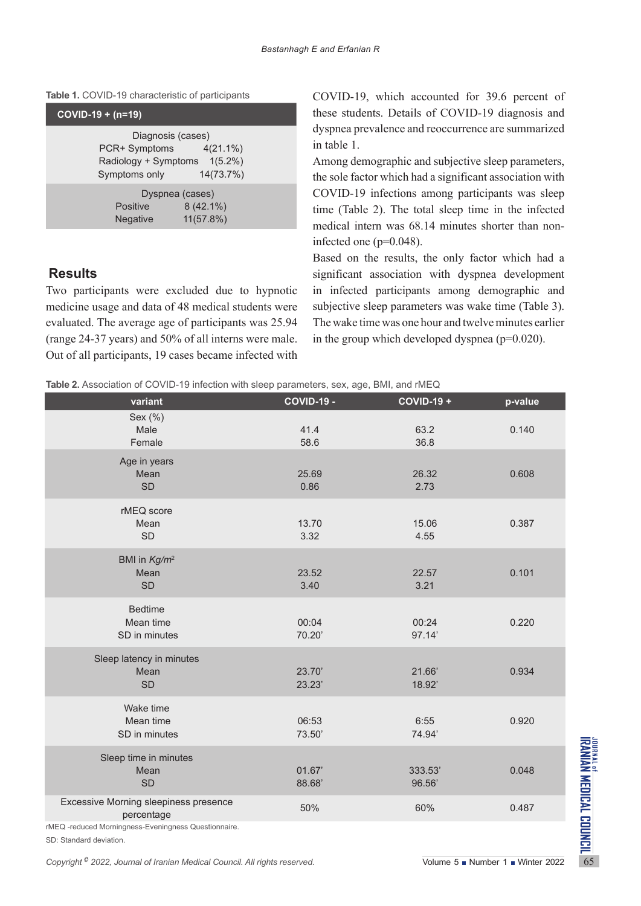**Table 1.** COVID-19 characteristic of participants

| COVID-19 + (n=19) | |
|---|---|
| **Diagnosis (cases)** | |
| PCR+ Symptoms | 4(21.1%) |
| Radiology + Symptoms | 1(5.2%) |
| Symptoms only | 14(73.7%) |
| **Dyspnea (cases)** | |
| Positive | 8 (42.1%) |
| Negative | 11(57.8%) |

## Results

Two participants were excluded due to hypnotic medicine usage and data of 48 medical students were evaluated. The average age of participants was 25.94 (range 24-37 years) and 50% of all interns were male. Out of all participants, 19 cases became infected with COVID-19, which accounted for 39.6 percent of these students. Details of COVID-19 diagnosis and dyspnea prevalence and reoccurrence are summarized in table 1.

Among demographic and subjective sleep parameters, the sole factor which had a significant association with COVID-19 infections among participants was sleep time (Table 2). The total sleep time in the infected medical intern was 68.14 minutes shorter than non-infected one (p=0.048).

Based on the results, the only factor which had a significant association with dyspnea development in infected participants among demographic and subjective sleep parameters was wake time (Table 3). The wake time was one hour and twelve minutes earlier in the group which developed dyspnea (p=0.020).

**Table 2.** Association of COVID-19 infection with sleep parameters, sex, age, BMI, and rMEQ

| variant | COVID-19 - | COVID-19 + | p-value |
|---|---|---|---|
| Sex (%) | | | |
| Male | 41.4 | 63.2 | 0.140 |
| Female | 58.6 | 36.8 | |
| Age in years | | | |
| Mean | 25.69 | 26.32 | 0.608 |
| SD | 0.86 | 2.73 | |
| rMEQ score | | | |
| Mean | 13.70 | 15.06 | 0.387 |
| SD | 3.32 | 4.55 | |
| BMI in *Kg/m*$^2$ | | | |
| Mean | 23.52 | 22.57 | 0.101 |
| SD | 3.40 | 3.21 | |
| Bedtime | | | |
| Mean time | 00:04 | 00:24 | 0.220 |
| SD in minutes | 70.20' | 97.14' | |
| Sleep latency in minutes | | | |
| Mean | 23.70' | 21.66' | 0.934 |
| SD | 23.23' | 18.92' | |
| Wake time | | | |
| Mean time | 06:53 | 6:55 | 0.920 |
| SD in minutes | 73.50' | 74.94' | |
| Sleep time in minutes | | | |
| Mean | 01.67' | 333.53' | 0.048 |
| SD | 88.68' | 96.56' | |
| Excessive Morning sleepiness presence percentage | 50% | 60% | 0.487 |

rMEQ -reduced Morningness-Eveningness Questionnaire.

SD: Standard deviation.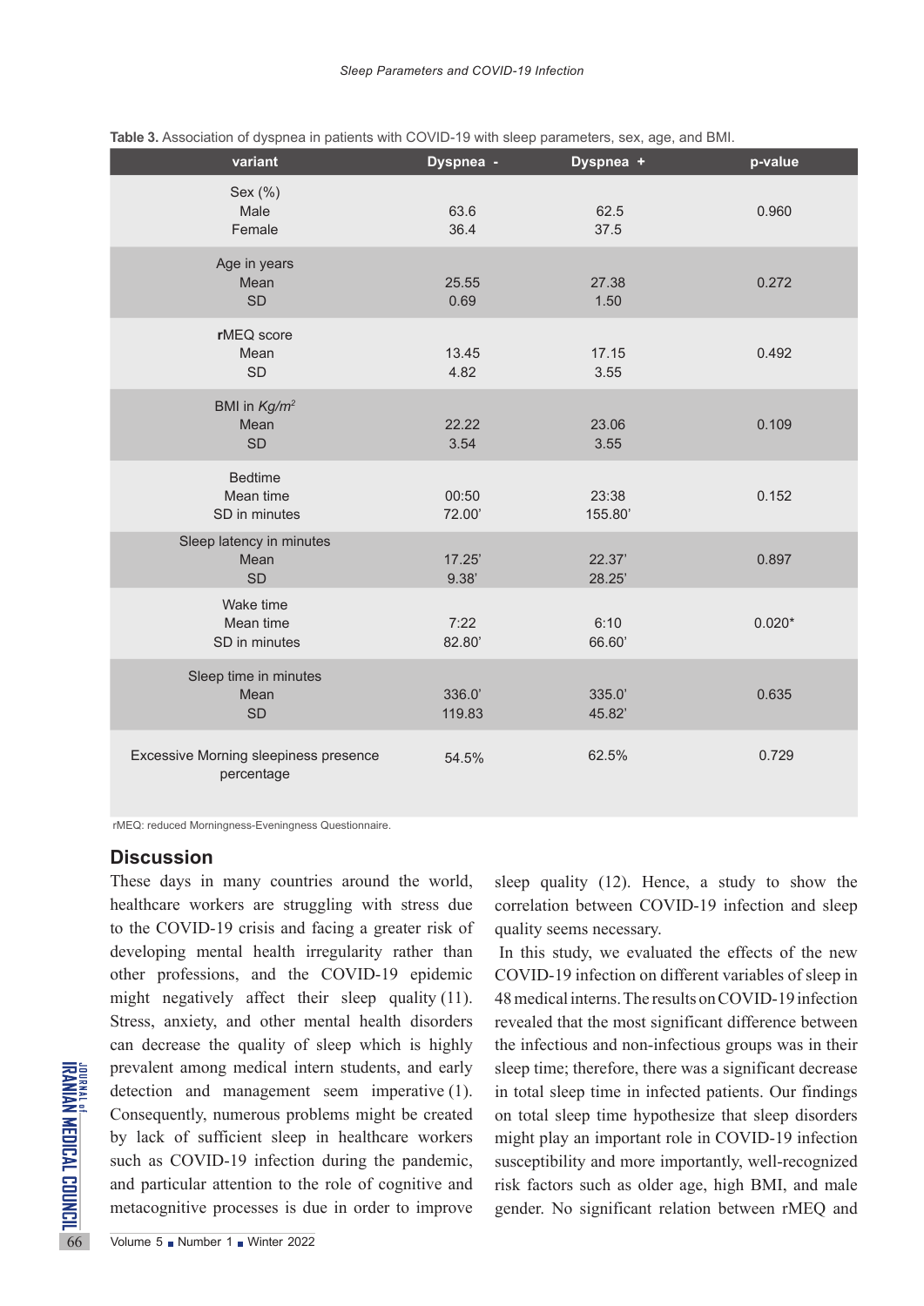**Table 3.** Association of dyspnea in patients with COVID-19 with sleep parameters, sex, age, and BMI.

| variant | Dyspnea - | Dyspnea + | p-value |
|---|---|---|---|
| Sex (%) | | | |
| Male | 63.6 | 62.5 | 0.960 |
| Female | 36.4 | 37.5 | |
| Age in years | | | |
| Mean | 25.55 | 27.38 | 0.272 |
| SD | 0.69 | 1.50 | |
| **r**MEQ score | | | |
| Mean | 13.45 | 17.15 | 0.492 |
| SD | 4.82 | 3.55 | |
| BMI in *Kg/m²* | | | |
| Mean | 22.22 | 23.06 | 0.109 |
| SD | 3.54 | 3.55 | |
| Bedtime | | | |
| Mean time | 00:50 | 23:38 | 0.152 |
| SD in minutes | 72.00' | 155.80' | |
| Sleep latency in minutes | | | |
| Mean | 17.25' | 22.37' | 0.897 |
| SD | 9.38' | 28.25' | |
| Wake time | | | |
| Mean time | 7:22 | 6:10 | 0.020* |
| SD in minutes | 82.80' | 66.60' | |
| Sleep time in minutes | | | |
| Mean | 336.0' | 335.0' | 0.635 |
| SD | 119.83 | 45.82' | |
| Excessive Morning sleepiness presence percentage | 54.5% | 62.5% | 0.729 |

rMEQ: reduced Morningness-Eveningness Questionnaire.

## Discussion

These days in many countries around the world, healthcare workers are struggling with stress due to the COVID-19 crisis and facing a greater risk of developing mental health irregularity rather than other professions, and the COVID-19 epidemic might negatively affect their sleep quality (11). Stress, anxiety, and other mental health disorders can decrease the quality of sleep which is highly prevalent among medical intern students, and early detection and management seem imperative (1). Consequently, numerous problems might be created by lack of sufficient sleep in healthcare workers such as COVID-19 infection during the pandemic, and particular attention to the role of cognitive and metacognitive processes is due in order to improve sleep quality (12). Hence, a study to show the correlation between COVID-19 infection and sleep quality seems necessary.

In this study, we evaluated the effects of the new COVID-19 infection on different variables of sleep in 48 medical interns. The results on COVID-19 infection revealed that the most significant difference between the infectious and non-infectious groups was in their sleep time; therefore, there was a significant decrease in total sleep time in infected patients. Our findings on total sleep time hypothesize that sleep disorders might play an important role in COVID-19 infection susceptibility and more importantly, well-recognized risk factors such as older age, high BMI, and male gender. No significant relation between rMEQ and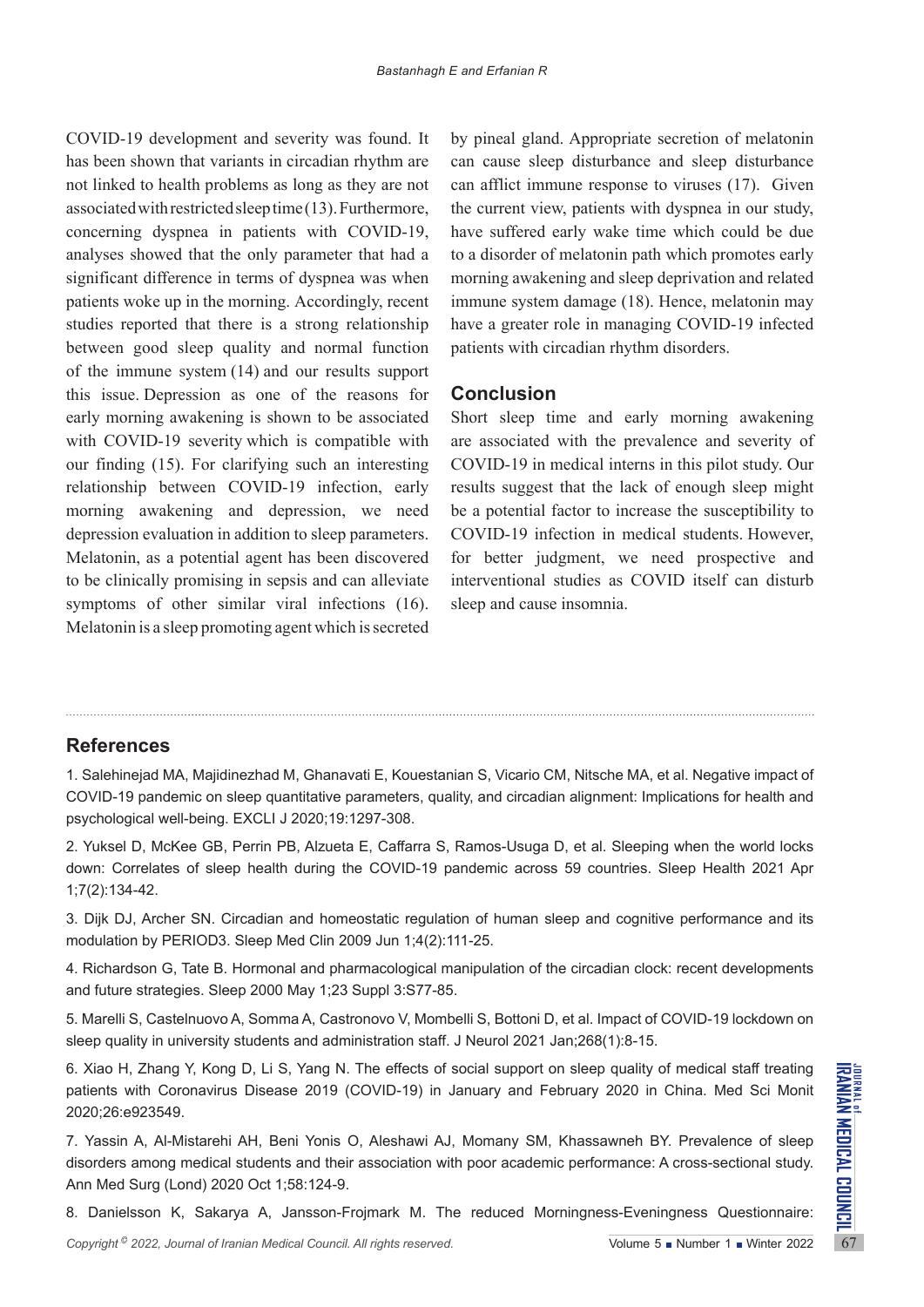COVID-19 development and severity was found. It has been shown that variants in circadian rhythm are not linked to health problems as long as they are not associated with restricted sleep time (13). Furthermore, concerning dyspnea in patients with COVID-19, analyses showed that the only parameter that had a significant difference in terms of dyspnea was when patients woke up in the morning. Accordingly, recent studies reported that there is a strong relationship between good sleep quality and normal function of the immune system (14) and our results support this issue. Depression as one of the reasons for early morning awakening is shown to be associated with COVID-19 severity which is compatible with our finding (15). For clarifying such an interesting relationship between COVID-19 infection, early morning awakening and depression, we need depression evaluation in addition to sleep parameters. Melatonin, as a potential agent has been discovered to be clinically promising in sepsis and can alleviate symptoms of other similar viral infections (16). Melatonin is a sleep promoting agent which is secreted by pineal gland. Appropriate secretion of melatonin can cause sleep disturbance and sleep disturbance can afflict immune response to viruses (17). Given the current view, patients with dyspnea in our study, have suffered early wake time which could be due to a disorder of melatonin path which promotes early morning awakening and sleep deprivation and related immune system damage (18). Hence, melatonin may have a greater role in managing COVID-19 infected patients with circadian rhythm disorders.

## Conclusion

Short sleep time and early morning awakening are associated with the prevalence and severity of COVID-19 in medical interns in this pilot study. Our results suggest that the lack of enough sleep might be a potential factor to increase the susceptibility to COVID-19 infection in medical students. However, for better judgment, we need prospective and interventional studies as COVID itself can disturb sleep and cause insomnia.

## References

1. Salehinejad MA, Majidinezhad M, Ghanavati E, Kouestanian S, Vicario CM, Nitsche MA, et al. Negative impact of COVID-19 pandemic on sleep quantitative parameters, quality, and circadian alignment: Implications for health and psychological well-being. EXCLI J 2020;19:1297-308.

2. Yuksel D, McKee GB, Perrin PB, Alzueta E, Caffarra S, Ramos-Usuga D, et al. Sleeping when the world locks down: Correlates of sleep health during the COVID-19 pandemic across 59 countries. Sleep Health 2021 Apr 1;7(2):134-42.

3. Dijk DJ, Archer SN. Circadian and homeostatic regulation of human sleep and cognitive performance and its modulation by PERIOD3. Sleep Med Clin 2009 Jun 1;4(2):111-25.

4. Richardson G, Tate B. Hormonal and pharmacological manipulation of the circadian clock: recent developments and future strategies. Sleep 2000 May 1;23 Suppl 3:S77-85.

5. Marelli S, Castelnuovo A, Somma A, Castronovo V, Mombelli S, Bottoni D, et al. Impact of COVID-19 lockdown on sleep quality in university students and administration staff. J Neurol 2021 Jan;268(1):8-15.

6. Xiao H, Zhang Y, Kong D, Li S, Yang N. The effects of social support on sleep quality of medical staff treating patients with Coronavirus Disease 2019 (COVID-19) in January and February 2020 in China. Med Sci Monit 2020;26:e923549.

7. Yassin A, Al-Mistarehi AH, Beni Yonis O, Aleshawi AJ, Momany SM, Khassawneh BY. Prevalence of sleep disorders among medical students and their association with poor academic performance: A cross-sectional study. Ann Med Surg (Lond) 2020 Oct 1;58:124-9.

8. Danielsson K, Sakarya A, Jansson-Frojmark M. The reduced Morningness-Eveningness Questionnaire: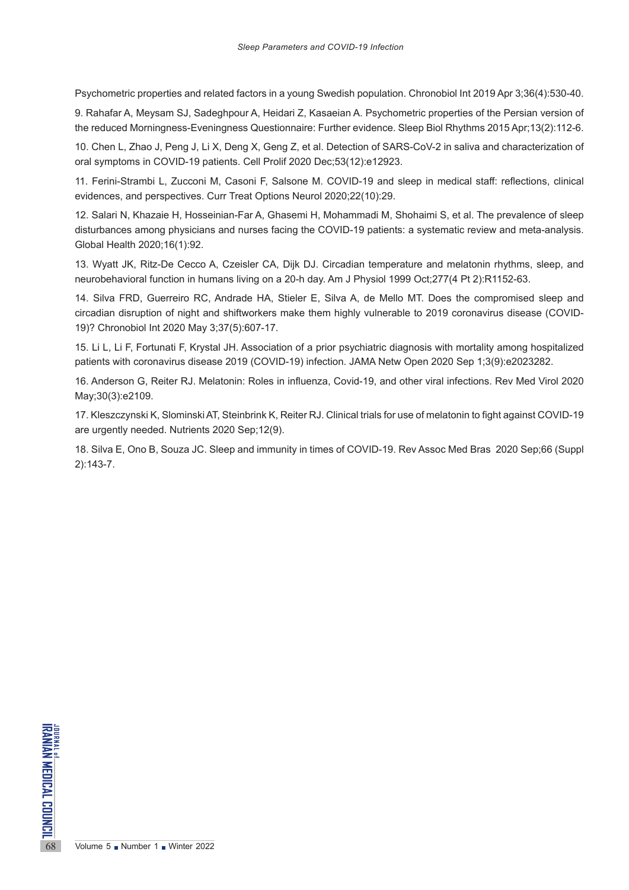Psychometric properties and related factors in a young Swedish population. Chronobiol Int 2019 Apr 3;36(4):530-40.

9. Rahafar A, Meysam SJ, Sadeghpour A, Heidari Z, Kasaeian A. Psychometric properties of the Persian version of the reduced Morningness-Eveningness Questionnaire: Further evidence. Sleep Biol Rhythms 2015 Apr;13(2):112-6.

10. Chen L, Zhao J, Peng J, Li X, Deng X, Geng Z, et al. Detection of SARS-CoV-2 in saliva and characterization of oral symptoms in COVID-19 patients. Cell Prolif 2020 Dec;53(12):e12923.

11. Ferini-Strambi L, Zucconi M, Casoni F, Salsone M. COVID-19 and sleep in medical staff: reflections, clinical evidences, and perspectives. Curr Treat Options Neurol 2020;22(10):29.

12. Salari N, Khazaie H, Hosseinian-Far A, Ghasemi H, Mohammadi M, Shohaimi S, et al. The prevalence of sleep disturbances among physicians and nurses facing the COVID-19 patients: a systematic review and meta-analysis. Global Health 2020;16(1):92.

13. Wyatt JK, Ritz-De Cecco A, Czeisler CA, Dijk DJ. Circadian temperature and melatonin rhythms, sleep, and neurobehavioral function in humans living on a 20-h day. Am J Physiol 1999 Oct;277(4 Pt 2):R1152-63.

14. Silva FRD, Guerreiro RC, Andrade HA, Stieler E, Silva A, de Mello MT. Does the compromised sleep and circadian disruption of night and shiftworkers make them highly vulnerable to 2019 coronavirus disease (COVID-19)? Chronobiol Int 2020 May 3;37(5):607-17.

15. Li L, Li F, Fortunati F, Krystal JH. Association of a prior psychiatric diagnosis with mortality among hospitalized patients with coronavirus disease 2019 (COVID-19) infection. JAMA Netw Open 2020 Sep 1;3(9):e2023282.

16. Anderson G, Reiter RJ. Melatonin: Roles in influenza, Covid-19, and other viral infections. Rev Med Virol 2020 May;30(3):e2109.

17. Kleszczynski K, Slominski AT, Steinbrink K, Reiter RJ. Clinical trials for use of melatonin to fight against COVID-19 are urgently needed. Nutrients 2020 Sep;12(9).

18. Silva E, Ono B, Souza JC. Sleep and immunity in times of COVID-19. Rev Assoc Med Bras 2020 Sep;66 (Suppl 2):143-7.